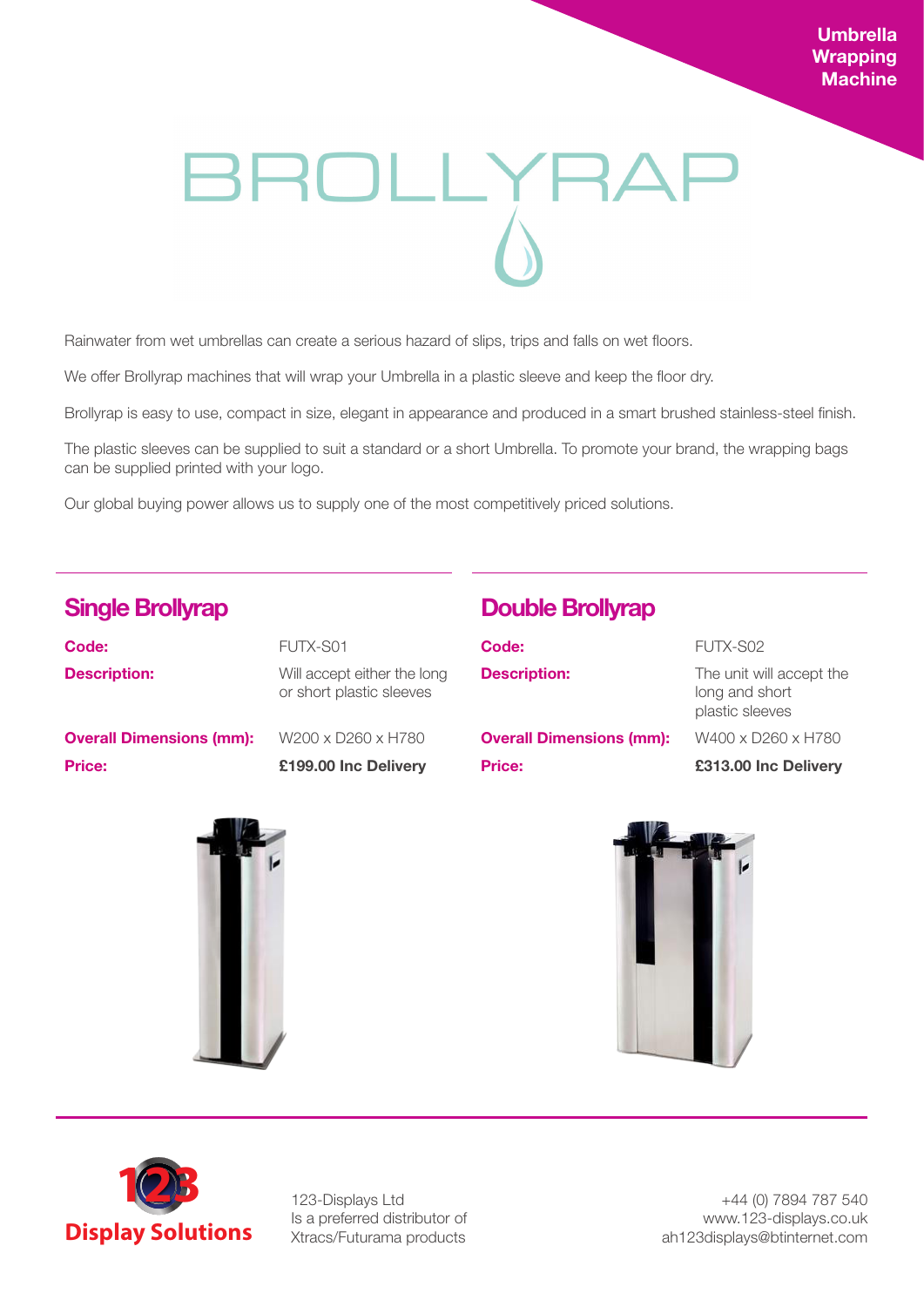**Umbrella Wrapping Machine**

# BROLLYRAP

Rainwater from wet umbrellas can create a serious hazard of slips, trips and falls on wet floors.

We offer Brollyrap machines that will wrap your Umbrella in a plastic sleeve and keep the floor dry.

Brollyrap is easy to use, compact in size, elegant in appearance and produced in a smart brushed stainless-steel finish.

The plastic sleeves can be supplied to suit a standard or a short Umbrella. To promote your brand, the wrapping bags can be supplied printed with your logo.

Our global buying power allows us to supply one of the most competitively priced solutions.

## Single Brollyrap

| | |
|---|---|
| **Code:** | FUTX-S01 |
| **Description:** | Will accept either the long or short plastic sleeves |
| **Overall Dimensions (mm):** | W200 x D260 x H780 |
| **Price:** | **£199.00 Inc Delivery** |

## Double Brollyrap

| | |
|---|---|
| **Code:** | FUTX-S02 |
| **Description:** | The unit will accept the long and short plastic sleeves |
| **Overall Dimensions (mm):** | W400 x D260 x H780 |
| **Price:** | **£313.00 Inc Delivery** |

**123 Display Solutions**

123-Displays Ltd
Is a preferred distributor of
Xtracs/Futurama products

+44 (0) 7894 787 540
www.123-displays.co.uk
ah123displays@btinternet.com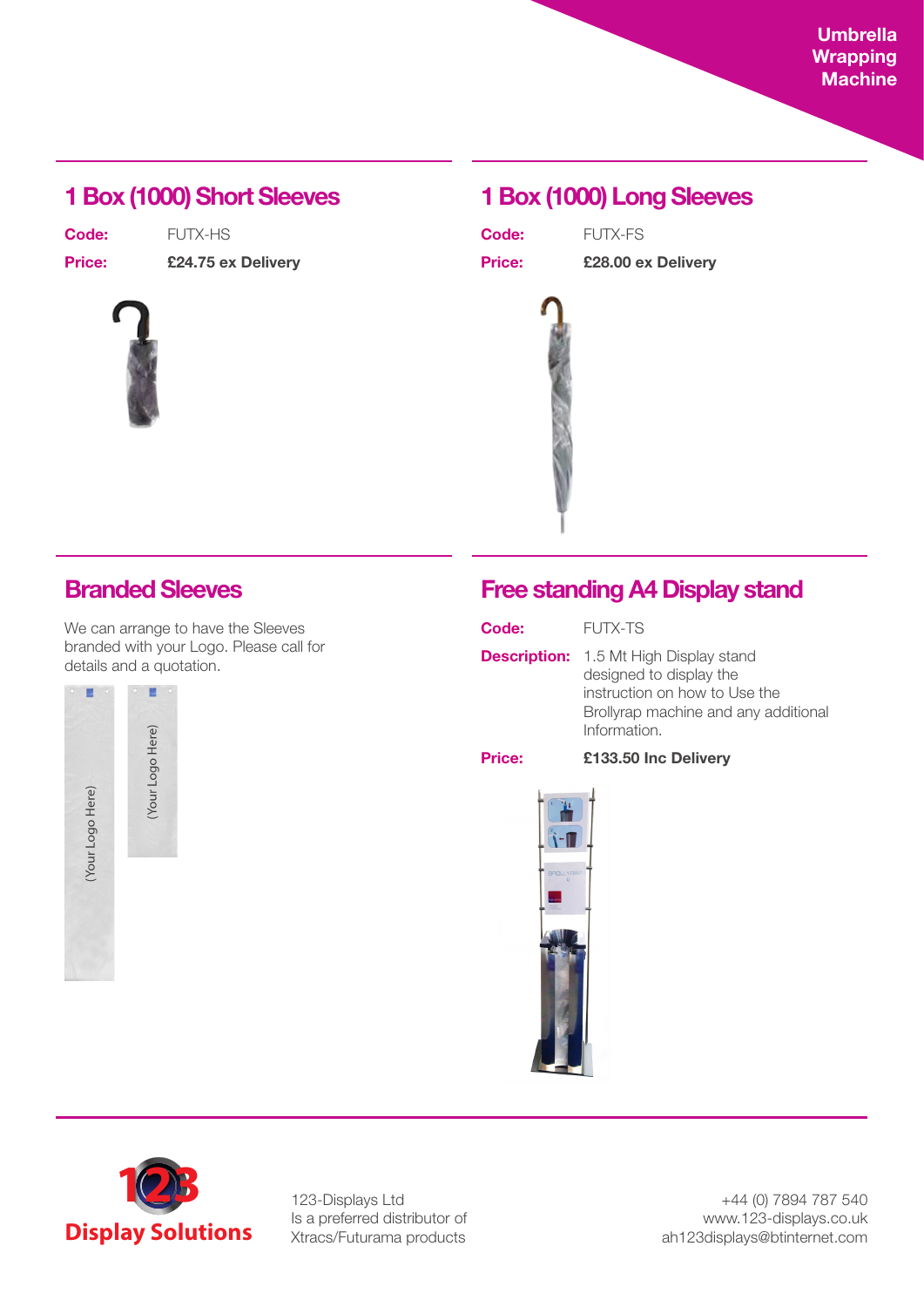Umbrella Wrapping Machine

## 1 Box (1000) Short Sleeves

**Code:** FUTX-HS

**Price:** **£24.75 ex Delivery**

## 1 Box (1000) Long Sleeves

**Code:** FUTX-FS

**Price:** **£28.00 ex Delivery**

## Branded Sleeves

We can arrange to have the Sleeves branded with your Logo. Please call for details and a quotation.

(Your Logo Here)

(Your Logo Here)

## Free standing A4 Display stand

**Code:** FUTX-TS

**Description:** 1.5 Mt High Display stand designed to display the instruction on how to Use the Brollyrap machine and any additional Information.

**Price:** **£133.50 Inc Delivery**

123 Display Solutions

123-Displays Ltd
Is a preferred distributor of Xtracs/Futurama products

+44 (0) 7894 787 540
www.123-displays.co.uk
ah123displays@btinternet.com